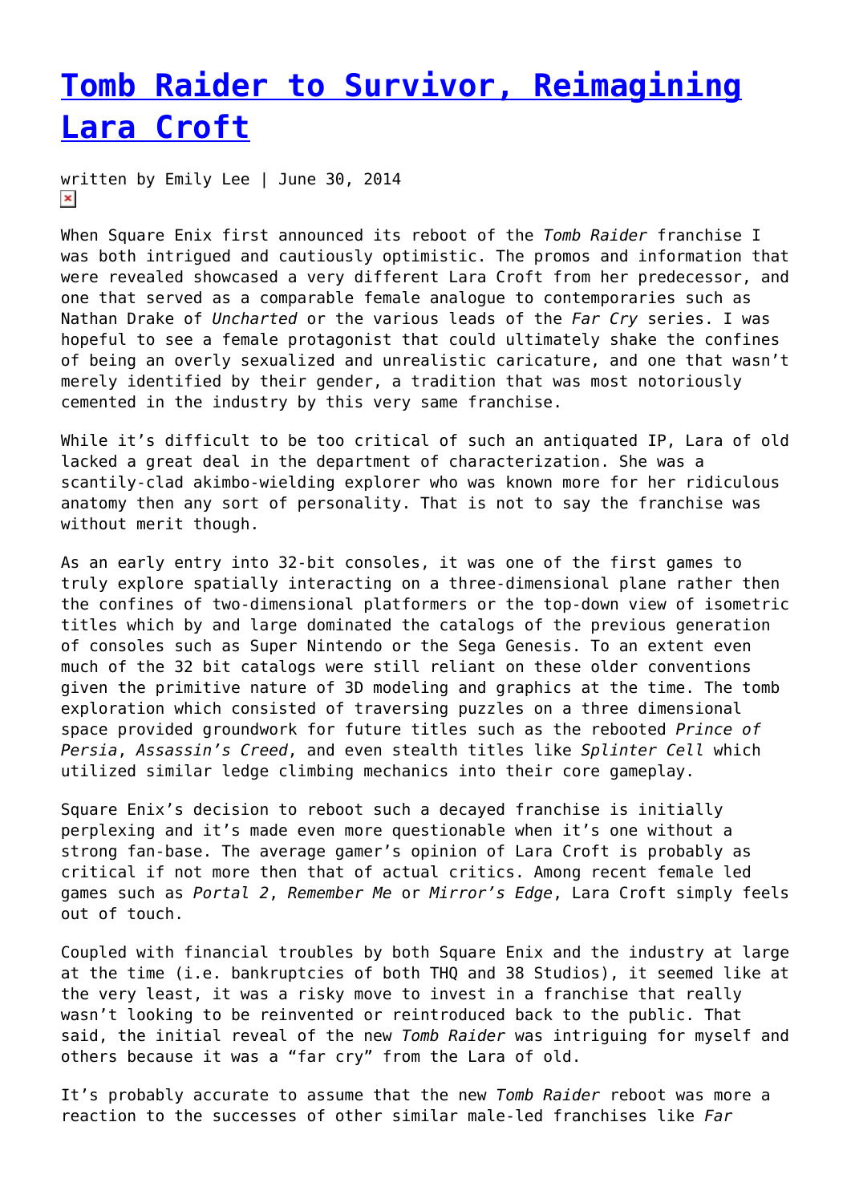# Tomb Raider to Survivor, Reimagining Lara Croft

written by Emily Lee | June 30, 2014

When Square Enix first announced its reboot of the *Tomb Raider* franchise I was both intrigued and cautiously optimistic. The promos and information that were revealed showcased a very different Lara Croft from her predecessor, and one that served as a comparable female analogue to contemporaries such as Nathan Drake of *Uncharted* or the various leads of the *Far Cry* series. I was hopeful to see a female protagonist that could ultimately shake the confines of being an overly sexualized and unrealistic caricature, and one that wasn't merely identified by their gender, a tradition that was most notoriously cemented in the industry by this very same franchise.

While it's difficult to be too critical of such an antiquated IP, Lara of old lacked a great deal in the department of characterization. She was a scantily-clad akimbo-wielding explorer who was known more for her ridiculous anatomy then any sort of personality. That is not to say the franchise was without merit though.

As an early entry into 32-bit consoles, it was one of the first games to truly explore spatially interacting on a three-dimensional plane rather then the confines of two-dimensional platformers or the top-down view of isometric titles which by and large dominated the catalogs of the previous generation of consoles such as Super Nintendo or the Sega Genesis. To an extent even much of the 32 bit catalogs were still reliant on these older conventions given the primitive nature of 3D modeling and graphics at the time. The tomb exploration which consisted of traversing puzzles on a three dimensional space provided groundwork for future titles such as the rebooted *Prince of Persia*, *Assassin's Creed*, and even stealth titles like *Splinter Cell* which utilized similar ledge climbing mechanics into their core gameplay.

Square Enix's decision to reboot such a decayed franchise is initially perplexing and it's made even more questionable when it's one without a strong fan-base. The average gamer's opinion of Lara Croft is probably as critical if not more then that of actual critics. Among recent female led games such as *Portal 2*, *Remember Me* or *Mirror's Edge*, Lara Croft simply feels out of touch.

Coupled with financial troubles by both Square Enix and the industry at large at the time (i.e. bankruptcies of both THQ and 38 Studios), it seemed like at the very least, it was a risky move to invest in a franchise that really wasn't looking to be reinvented or reintroduced back to the public. That said, the initial reveal of the new *Tomb Raider* was intriguing for myself and others because it was a "far cry" from the Lara of old.

It's probably accurate to assume that the new *Tomb Raider* reboot was more a reaction to the successes of other similar male-led franchises like *Far*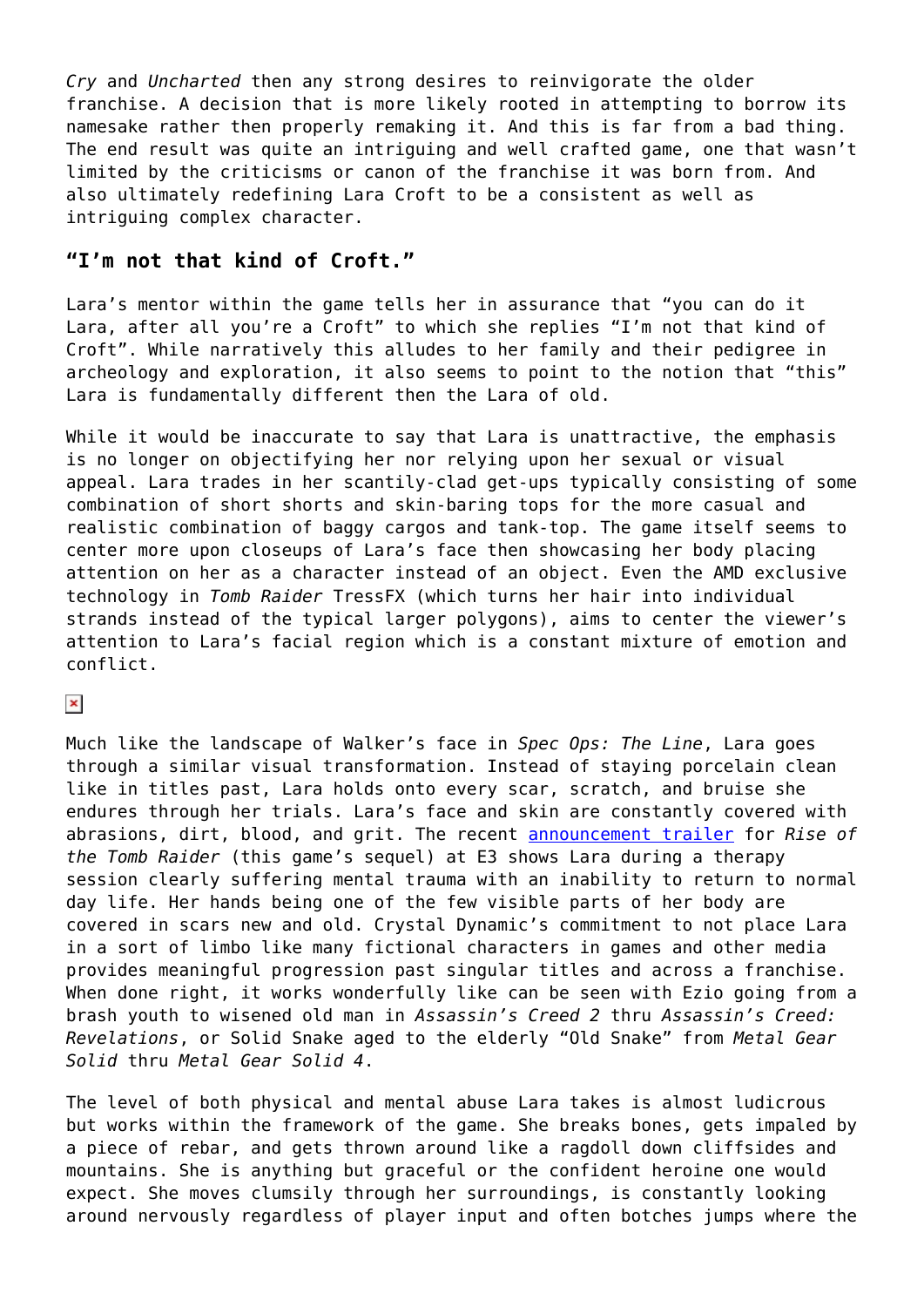*Cry* and *Uncharted* then any strong desires to reinvigorate the older franchise. A decision that is more likely rooted in attempting to borrow its namesake rather then properly remaking it. And this is far from a bad thing. The end result was quite an intriguing and well crafted game, one that wasn't limited by the criticisms or canon of the franchise it was born from. And also ultimately redefining Lara Croft to be a consistent as well as intriguing complex character.

## "I'm not that kind of Croft."

Lara's mentor within the game tells her in assurance that "you can do it Lara, after all you're a Croft" to which she replies "I'm not that kind of Croft". While narratively this alludes to her family and their pedigree in archeology and exploration, it also seems to point to the notion that "this" Lara is fundamentally different then the Lara of old.

While it would be inaccurate to say that Lara is unattractive, the emphasis is no longer on objectifying her nor relying upon her sexual or visual appeal. Lara trades in her scantily-clad get-ups typically consisting of some combination of short shorts and skin-baring tops for the more casual and realistic combination of baggy cargos and tank-top. The game itself seems to center more upon closeups of Lara's face then showcasing her body placing attention on her as a character instead of an object. Even the AMD exclusive technology in *Tomb Raider* TressFX (which turns her hair into individual strands instead of the typical larger polygons), aims to center the viewer's attention to Lara's facial region which is a constant mixture of emotion and conflict.

Much like the landscape of Walker's face in *Spec Ops: The Line*, Lara goes through a similar visual transformation. Instead of staying porcelain clean like in titles past, Lara holds onto every scar, scratch, and bruise she endures through her trials. Lara's face and skin are constantly covered with abrasions, dirt, blood, and grit. The recent announcement trailer for *Rise of the Tomb Raider* (this game's sequel) at E3 shows Lara during a therapy session clearly suffering mental trauma with an inability to return to normal day life. Her hands being one of the few visible parts of her body are covered in scars new and old. Crystal Dynamic's commitment to not place Lara in a sort of limbo like many fictional characters in games and other media provides meaningful progression past singular titles and across a franchise. When done right, it works wonderfully like can be seen with Ezio going from a brash youth to wisened old man in *Assassin's Creed 2* thru *Assassin's Creed: Revelations*, or Solid Snake aged to the elderly "Old Snake" from *Metal Gear Solid* thru *Metal Gear Solid 4*.

The level of both physical and mental abuse Lara takes is almost ludicrous but works within the framework of the game. She breaks bones, gets impaled by a piece of rebar, and gets thrown around like a ragdoll down cliffsides and mountains. She is anything but graceful or the confident heroine one would expect. She moves clumsily through her surroundings, is constantly looking around nervously regardless of player input and often botches jumps where the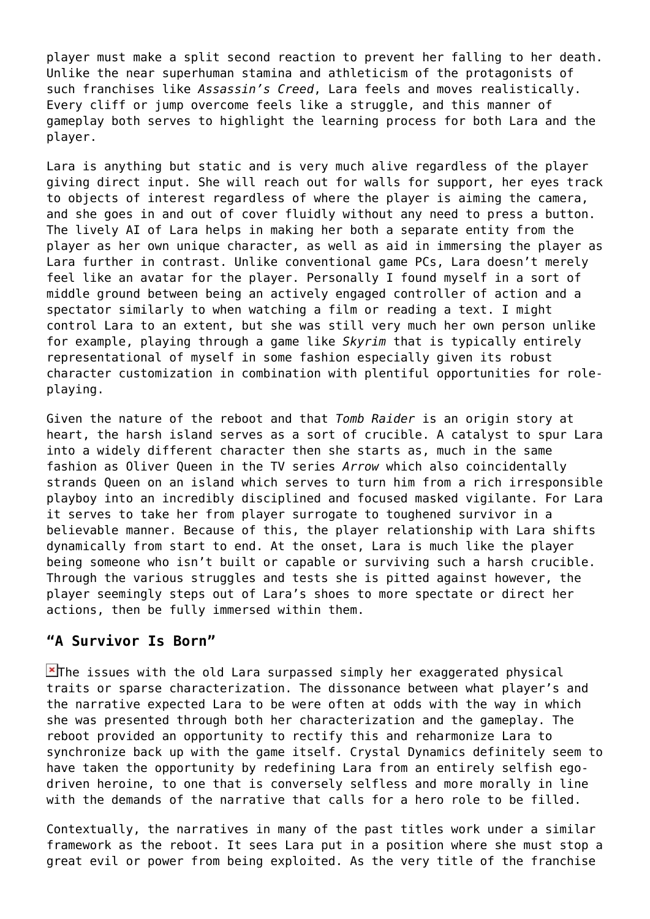player must make a split second reaction to prevent her falling to her death. Unlike the near superhuman stamina and athleticism of the protagonists of such franchises like *Assassin's Creed*, Lara feels and moves realistically. Every cliff or jump overcome feels like a struggle, and this manner of gameplay both serves to highlight the learning process for both Lara and the player.

Lara is anything but static and is very much alive regardless of the player giving direct input. She will reach out for walls for support, her eyes track to objects of interest regardless of where the player is aiming the camera, and she goes in and out of cover fluidly without any need to press a button. The lively AI of Lara helps in making her both a separate entity from the player as her own unique character, as well as aid in immersing the player as Lara further in contrast. Unlike conventional game PCs, Lara doesn't merely feel like an avatar for the player. Personally I found myself in a sort of middle ground between being an actively engaged controller of action and a spectator similarly to when watching a film or reading a text. I might control Lara to an extent, but she was still very much her own person unlike for example, playing through a game like *Skyrim* that is typically entirely representational of myself in some fashion especially given its robust character customization in combination with plentiful opportunities for role-playing.

Given the nature of the reboot and that *Tomb Raider* is an origin story at heart, the harsh island serves as a sort of crucible. A catalyst to spur Lara into a widely different character then she starts as, much in the same fashion as Oliver Queen in the TV series *Arrow* which also coincidentally strands Queen on an island which serves to turn him from a rich irresponsible playboy into an incredibly disciplined and focused masked vigilante. For Lara it serves to take her from player surrogate to toughened survivor in a believable manner. Because of this, the player relationship with Lara shifts dynamically from start to end. At the onset, Lara is much like the player being someone who isn't built or capable or surviving such a harsh crucible. Through the various struggles and tests she is pitted against however, the player seemingly steps out of Lara's shoes to more spectate or direct her actions, then be fully immersed within them.

### "A Survivor Is Born"

The issues with the old Lara surpassed simply her exaggerated physical traits or sparse characterization. The dissonance between what player's and the narrative expected Lara to be were often at odds with the way in which she was presented through both her characterization and the gameplay. The reboot provided an opportunity to rectify this and reharmonize Lara to synchronize back up with the game itself. Crystal Dynamics definitely seem to have taken the opportunity by redefining Lara from an entirely selfish ego-driven heroine, to one that is conversely selfless and more morally in line with the demands of the narrative that calls for a hero role to be filled.

Contextually, the narratives in many of the past titles work under a similar framework as the reboot. It sees Lara put in a position where she must stop a great evil or power from being exploited. As the very title of the franchise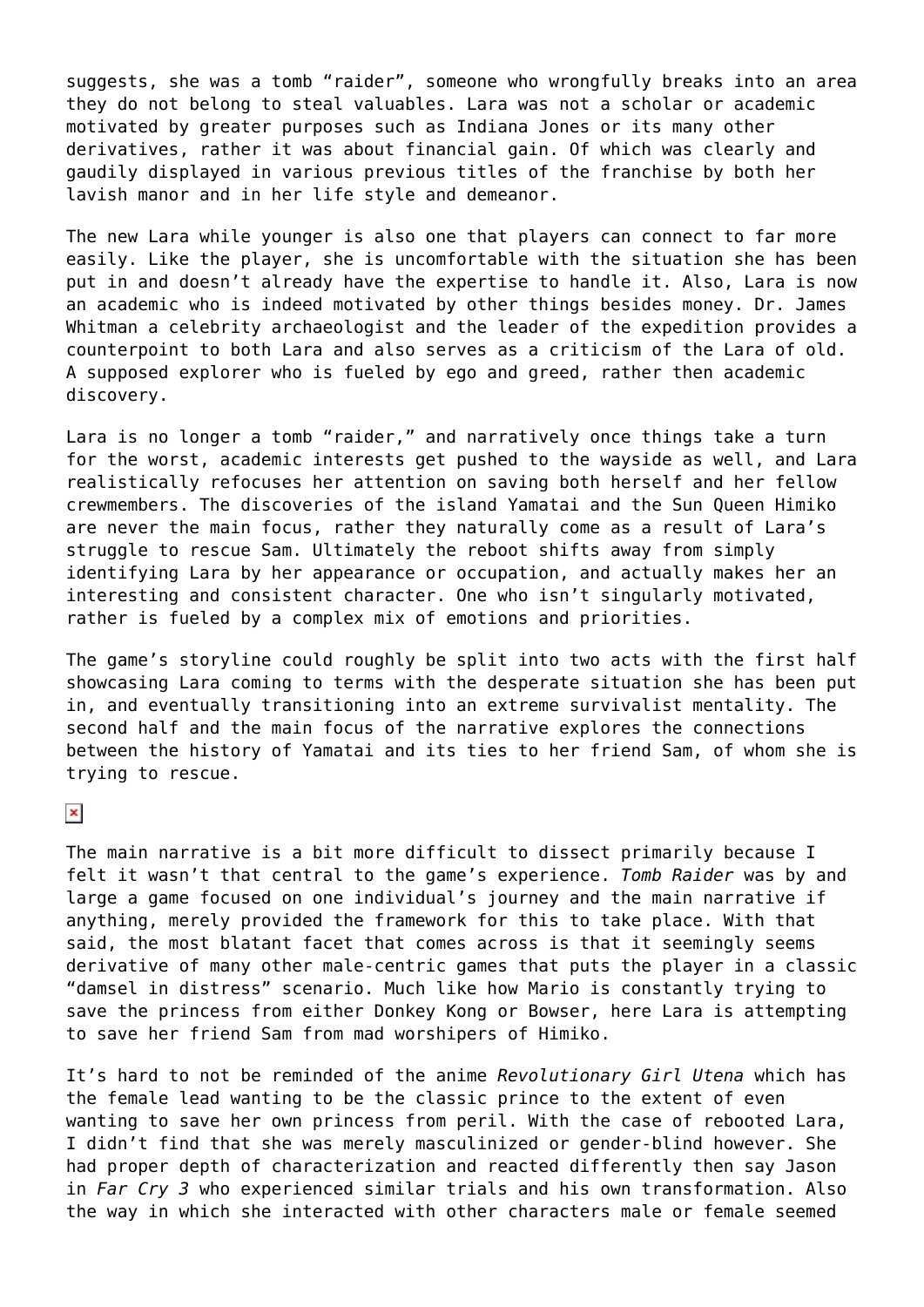suggests, she was a tomb "raider", someone who wrongfully breaks into an area they do not belong to steal valuables. Lara was not a scholar or academic motivated by greater purposes such as Indiana Jones or its many other derivatives, rather it was about financial gain. Of which was clearly and gaudily displayed in various previous titles of the franchise by both her lavish manor and in her life style and demeanor.

The new Lara while younger is also one that players can connect to far more easily. Like the player, she is uncomfortable with the situation she has been put in and doesn't already have the expertise to handle it. Also, Lara is now an academic who is indeed motivated by other things besides money. Dr. James Whitman a celebrity archaeologist and the leader of the expedition provides a counterpoint to both Lara and also serves as a criticism of the Lara of old. A supposed explorer who is fueled by ego and greed, rather then academic discovery.

Lara is no longer a tomb "raider," and narratively once things take a turn for the worst, academic interests get pushed to the wayside as well, and Lara realistically refocuses her attention on saving both herself and her fellow crewmembers. The discoveries of the island Yamatai and the Sun Queen Himiko are never the main focus, rather they naturally come as a result of Lara's struggle to rescue Sam. Ultimately the reboot shifts away from simply identifying Lara by her appearance or occupation, and actually makes her an interesting and consistent character. One who isn't singularly motivated, rather is fueled by a complex mix of emotions and priorities.

The game's storyline could roughly be split into two acts with the first half showcasing Lara coming to terms with the desperate situation she has been put in, and eventually transitioning into an extreme survivalist mentality. The second half and the main focus of the narrative explores the connections between the history of Yamatai and its ties to her friend Sam, of whom she is trying to rescue.

The main narrative is a bit more difficult to dissect primarily because I felt it wasn't that central to the game's experience. *Tomb Raider* was by and large a game focused on one individual's journey and the main narrative if anything, merely provided the framework for this to take place. With that said, the most blatant facet that comes across is that it seemingly seems derivative of many other male-centric games that puts the player in a classic "damsel in distress" scenario. Much like how Mario is constantly trying to save the princess from either Donkey Kong or Bowser, here Lara is attempting to save her friend Sam from mad worshipers of Himiko.

It's hard to not be reminded of the anime *Revolutionary Girl Utena* which has the female lead wanting to be the classic prince to the extent of even wanting to save her own princess from peril. With the case of rebooted Lara, I didn't find that she was merely masculinized or gender-blind however. She had proper depth of characterization and reacted differently then say Jason in *Far Cry 3* who experienced similar trials and his own transformation. Also the way in which she interacted with other characters male or female seemed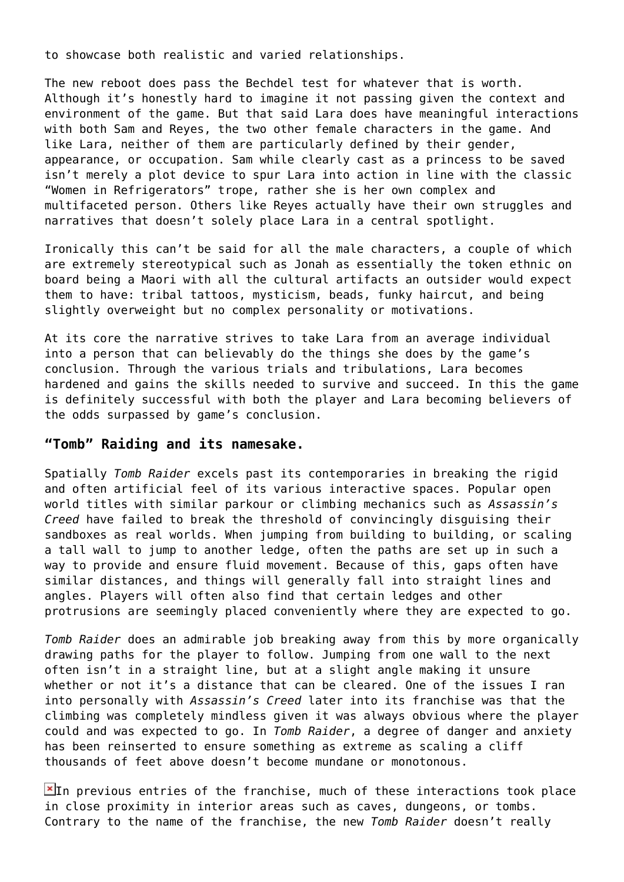to showcase both realistic and varied relationships.

The new reboot does pass the Bechdel test for whatever that is worth. Although it's honestly hard to imagine it not passing given the context and environment of the game. But that said Lara does have meaningful interactions with both Sam and Reyes, the two other female characters in the game. And like Lara, neither of them are particularly defined by their gender, appearance, or occupation. Sam while clearly cast as a princess to be saved isn't merely a plot device to spur Lara into action in line with the classic "Women in Refrigerators" trope, rather she is her own complex and multifaceted person. Others like Reyes actually have their own struggles and narratives that doesn't solely place Lara in a central spotlight.

Ironically this can't be said for all the male characters, a couple of which are extremely stereotypical such as Jonah as essentially the token ethnic on board being a Maori with all the cultural artifacts an outsider would expect them to have: tribal tattoos, mysticism, beads, funky haircut, and being slightly overweight but no complex personality or motivations.

At its core the narrative strives to take Lara from an average individual into a person that can believably do the things she does by the game's conclusion. Through the various trials and tribulations, Lara becomes hardened and gains the skills needed to survive and succeed. In this the game is definitely successful with both the player and Lara becoming believers of the odds surpassed by game's conclusion.

### "Tomb" Raiding and its namesake.

Spatially *Tomb Raider* excels past its contemporaries in breaking the rigid and often artificial feel of its various interactive spaces. Popular open world titles with similar parkour or climbing mechanics such as *Assassin's Creed* have failed to break the threshold of convincingly disguising their sandboxes as real worlds. When jumping from building to building, or scaling a tall wall to jump to another ledge, often the paths are set up in such a way to provide and ensure fluid movement. Because of this, gaps often have similar distances, and things will generally fall into straight lines and angles. Players will often also find that certain ledges and other protrusions are seemingly placed conveniently where they are expected to go.

*Tomb Raider* does an admirable job breaking away from this by more organically drawing paths for the player to follow. Jumping from one wall to the next often isn't in a straight line, but at a slight angle making it unsure whether or not it's a distance that can be cleared. One of the issues I ran into personally with *Assassin's Creed* later into its franchise was that the climbing was completely mindless given it was always obvious where the player could and was expected to go. In *Tomb Raider*, a degree of danger and anxiety has been reinserted to ensure something as extreme as scaling a cliff thousands of feet above doesn't become mundane or monotonous.

In previous entries of the franchise, much of these interactions took place in close proximity in interior areas such as caves, dungeons, or tombs. Contrary to the name of the franchise, the new *Tomb Raider* doesn't really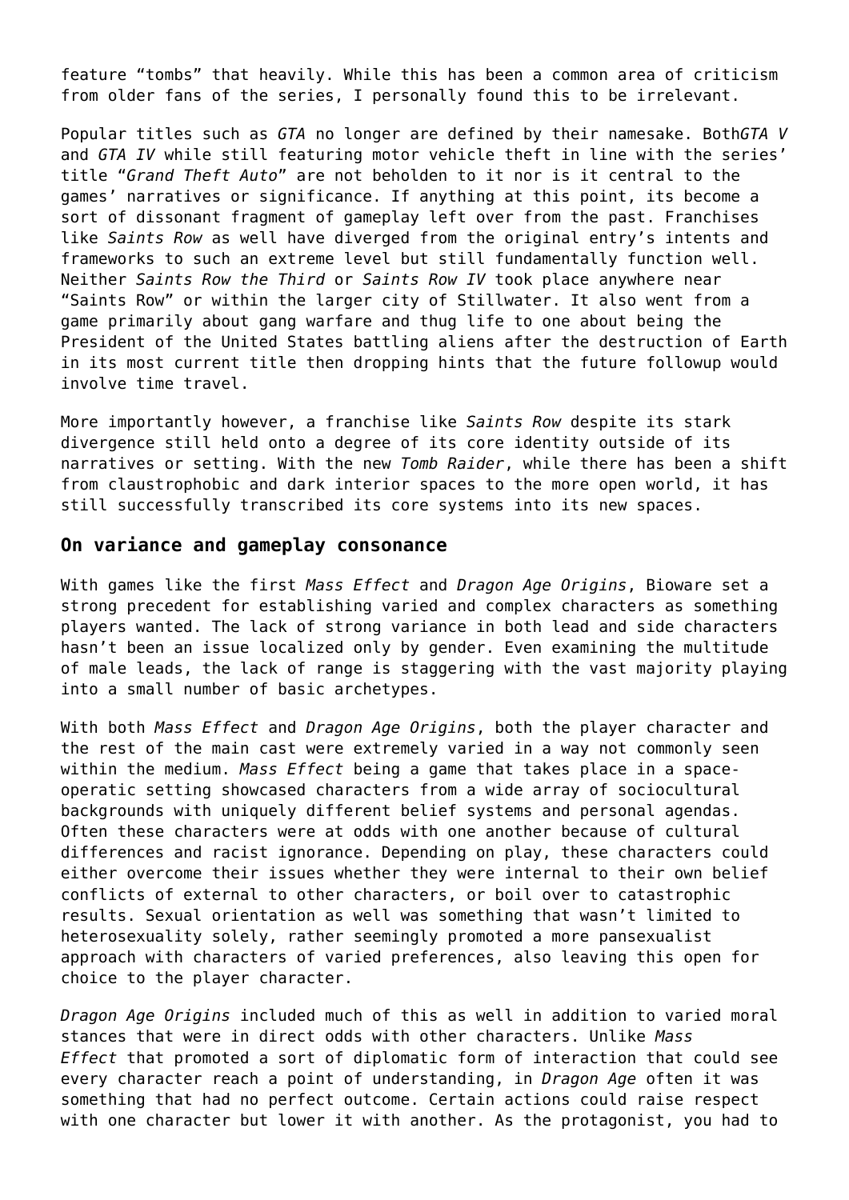feature “tombs” that heavily. While this has been a common area of criticism from older fans of the series, I personally found this to be irrelevant.

Popular titles such as *GTA* no longer are defined by their namesake. Both*GTA V* and *GTA IV* while still featuring motor vehicle theft in line with the series’ title “*Grand Theft Auto*” are not beholden to it nor is it central to the games’ narratives or significance. If anything at this point, its become a sort of dissonant fragment of gameplay left over from the past. Franchises like *Saints Row* as well have diverged from the original entry’s intents and frameworks to such an extreme level but still fundamentally function well. Neither *Saints Row the Third* or *Saints Row IV* took place anywhere near “Saints Row” or within the larger city of Stillwater. It also went from a game primarily about gang warfare and thug life to one about being the President of the United States battling aliens after the destruction of Earth in its most current title then dropping hints that the future followup would involve time travel.

More importantly however, a franchise like *Saints Row* despite its stark divergence still held onto a degree of its core identity outside of its narratives or setting. With the new *Tomb Raider*, while there has been a shift from claustrophobic and dark interior spaces to the more open world, it has still successfully transcribed its core systems into its new spaces.

### On variance and gameplay consonance

With games like the first *Mass Effect* and *Dragon Age Origins*, Bioware set a strong precedent for establishing varied and complex characters as something players wanted. The lack of strong variance in both lead and side characters hasn’t been an issue localized only by gender. Even examining the multitude of male leads, the lack of range is staggering with the vast majority playing into a small number of basic archetypes.

With both *Mass Effect* and *Dragon Age Origins*, both the player character and the rest of the main cast were extremely varied in a way not commonly seen within the medium. *Mass Effect* being a game that takes place in a space-operatic setting showcased characters from a wide array of sociocultural backgrounds with uniquely different belief systems and personal agendas. Often these characters were at odds with one another because of cultural differences and racist ignorance. Depending on play, these characters could either overcome their issues whether they were internal to their own belief conflicts of external to other characters, or boil over to catastrophic results. Sexual orientation as well was something that wasn’t limited to heterosexuality solely, rather seemingly promoted a more pansexualist approach with characters of varied preferences, also leaving this open for choice to the player character.

*Dragon Age Origins* included much of this as well in addition to varied moral stances that were in direct odds with other characters. Unlike *Mass Effect* that promoted a sort of diplomatic form of interaction that could see every character reach a point of understanding, in *Dragon Age* often it was something that had no perfect outcome. Certain actions could raise respect with one character but lower it with another. As the protagonist, you had to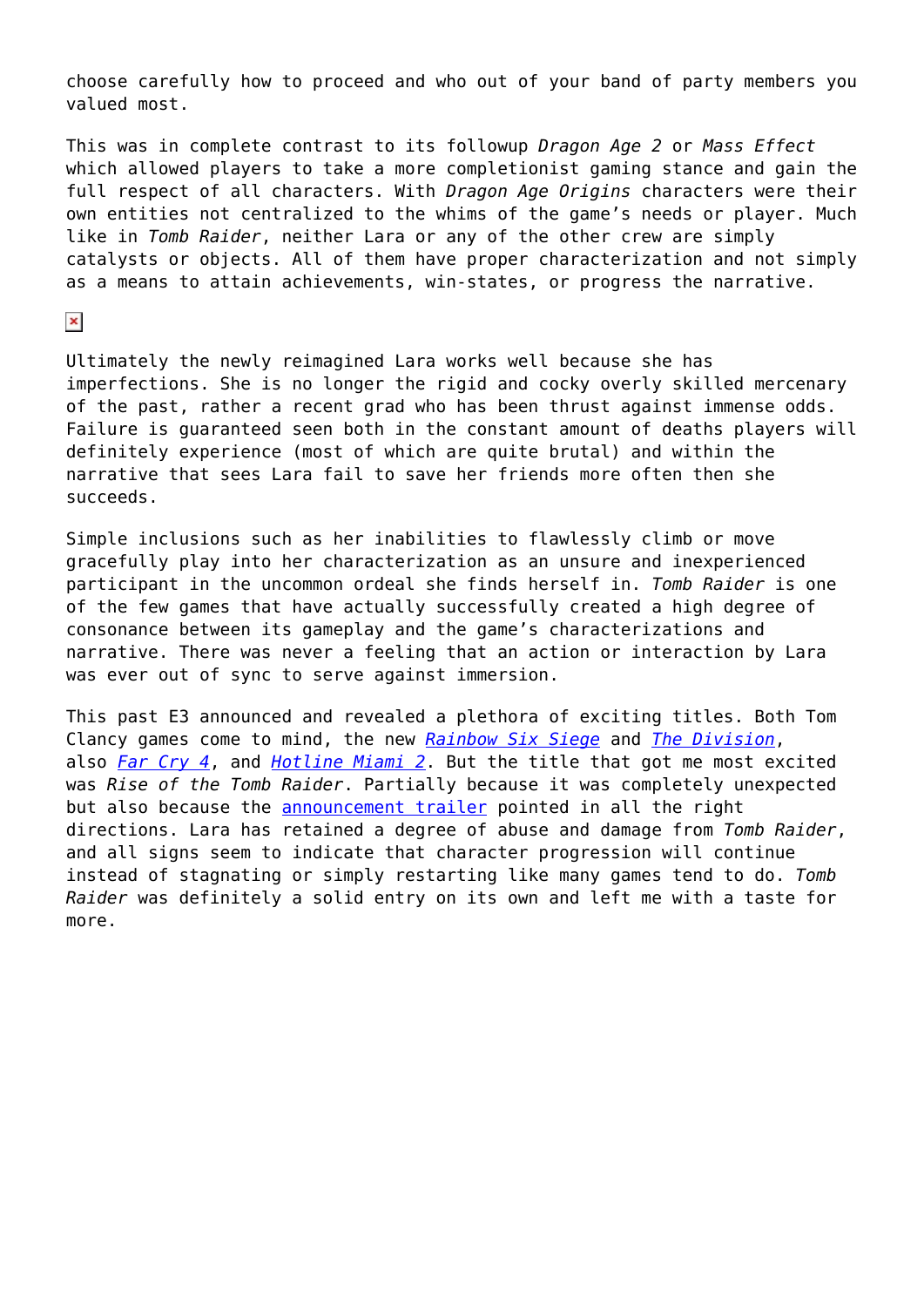choose carefully how to proceed and who out of your band of party members you valued most.

This was in complete contrast to its followup *Dragon Age 2* or *Mass Effect* which allowed players to take a more completionist gaming stance and gain the full respect of all characters. With *Dragon Age Origins* characters were their own entities not centralized to the whims of the game's needs or player. Much like in *Tomb Raider*, neither Lara or any of the other crew are simply catalysts or objects. All of them have proper characterization and not simply as a means to attain achievements, win-states, or progress the narrative.

Ultimately the newly reimagined Lara works well because she has imperfections. She is no longer the rigid and cocky overly skilled mercenary of the past, rather a recent grad who has been thrust against immense odds. Failure is guaranteed seen both in the constant amount of deaths players will definitely experience (most of which are quite brutal) and within the narrative that sees Lara fail to save her friends more often then she succeeds.

Simple inclusions such as her inabilities to flawlessly climb or move gracefully play into her characterization as an unsure and inexperienced participant in the uncommon ordeal she finds herself in. *Tomb Raider* is one of the few games that have actually successfully created a high degree of consonance between its gameplay and the game's characterizations and narrative. There was never a feeling that an action or interaction by Lara was ever out of sync to serve against immersion.

This past E3 announced and revealed a plethora of exciting titles. Both Tom Clancy games come to mind, the new *Rainbow Six Siege* and *The Division*, also *Far Cry 4*, and *Hotline Miami 2*. But the title that got me most excited was *Rise of the Tomb Raider*. Partially because it was completely unexpected but also because the announcement trailer pointed in all the right directions. Lara has retained a degree of abuse and damage from *Tomb Raider*, and all signs seem to indicate that character progression will continue instead of stagnating or simply restarting like many games tend to do. *Tomb Raider* was definitely a solid entry on its own and left me with a taste for more.